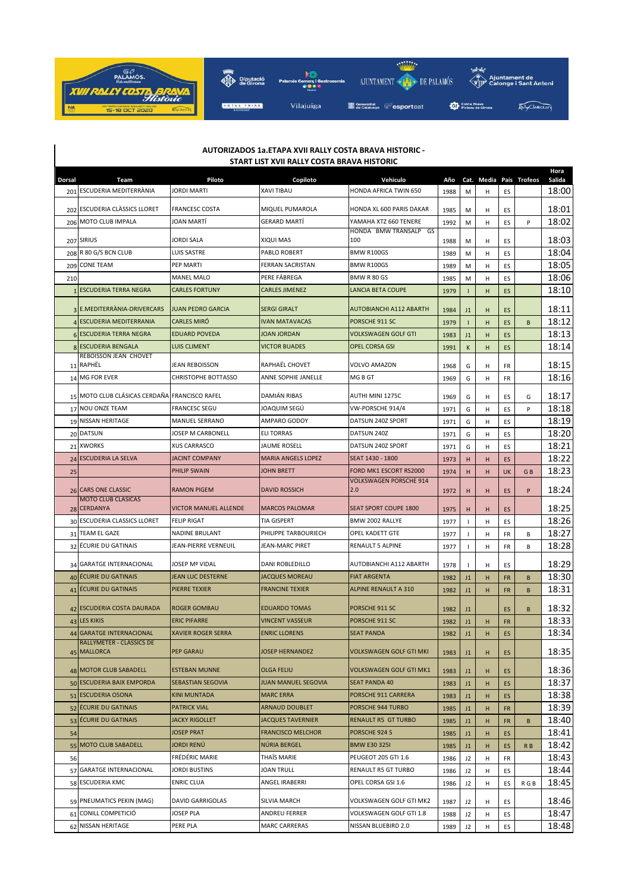## AUTORIZADOS 1a.ETAPA XVII RALLY COSTA BRAVA HISTORIC - START LIST XVII RALLY COSTA BRAVA HISTORIC

| Dorsal | Team | Piloto | Copiloto | Vehiculo | Año | Cat. | Media | Pais | Trofeos | Hora Salida |
|---|---|---|---|---|---|---|---|---|---|---|
| 201 | ESCUDERIA MEDITERRÀNIA | JORDI MARTI | XAVI TIBAU | HONDA AFRICA TWIN 650 | 1988 | M | H | ES | | 18:00 |
| 202 | ESCUDERIA CLÀSSICS LLORET | FRANCESC COSTA | MIQUEL PUMAROLA | HONDA XL 600 PARIS DAKAR | 1985 | M | H | ES | | 18:01 |
| 206 | MOTO CLUB IMPALA | JOAN MARTÍ | GERARD MARTÍ | YAMAHA XTZ 660 TENERE | 1992 | M | H | ES | P | 18:02 |
| 207 | SIRIUS | JORDI SALA | XIQUI MAS | HONDA BMW TRANSALP GS 100 | 1988 | M | H | ES | | 18:03 |
| 208 | R 80 G/S BCN CLUB | LUIS SASTRE | PABLO ROBERT | BMW R100GS | 1989 | M | H | ES | | 18:04 |
| 209 | CONE TEAM | PEP MARTI | FERRAN SACRISTAN | BMW R100GS | 1989 | M | H | ES | | 18:05 |
| 210 | | MANEL MALO | PERE FÁBREGA | BMW R 80 GS | 1985 | M | H | ES | | 18:06 |
| 1 | ESCUDERIA TERRA NEGRA | CARLES FORTUNY | CARLES JIMENEZ | LANCIA BETA COUPE | 1979 | I | H | ES | | 18:10 |
| 3 | E.MEDITERRÀNIA-DRIVERCARS | JUAN PEDRO GARCIA | SERGI GIRALT | AUTOBIANCHI A112 ABARTH | 1984 | J1 | H | ES | | 18:11 |
| 4 | ESCUDERIA MEDITERRANIA | CARLES MIRÓ | IVAN MATAVACAS | PORSCHE 911 SC | 1979 | I | H | ES | B | 18:12 |
| 6 | ESCUDERIA TERRA NEGRA | EDUARD POVEDA | JOAN JORDAN | VOLKSWAGEN GOLF GTI | 1983 | J1 | H | ES | | 18:13 |
| 8 | ESCUDERIA BENGALA | LUIS CLIMENT | VICTOR BUADES | OPEL CORSA GSI | 1991 | K | H | ES | | 18:14 |
| 11 | REBOISSON JEAN CHOVET RAPHËL | JEAN REBOISSON | RAPHAËL CHOVET | VOLVO AMAZON | 1968 | G | H | FR | | 18:15 |
| 14 | MG FOR EVER | CHRISTOPHE BOTTASSO | ANNE SOPHIE JANELLE | MG B GT | 1969 | G | H | FR | | 18:16 |
| 15 | MOTO CLUB CLÁSICAS CERDAÑA | FRANCISCO RAFEL | DAMIÁN RIBAS | AUTHI MINI 1275C | 1969 | G | H | ES | G | 18:17 |
| 17 | NOU ONZE TEAM | FRANCESC SEGU | JOAQUIM SEGÚ | VW-PORSCHE 914/4 | 1971 | G | H | ES | P | 18:18 |
| 19 | NISSAN HERITAGE | MANUEL SERRANO | AMPARO GODOY | DATSUN 240Z SPORT | 1971 | G | H | ES | | 18:19 |
| 20 | DATSUN | JOSEP M CARBONELL | ELI TORRAS | DATSUN 240Z | 1971 | G | H | ES | | 18:20 |
| 21 | XWORKS | XUS CARRASCO | JAUME ROSELL | DATSUN 240Z SPORT | 1971 | G | H | ES | | 18:21 |
| 24 | ESCUDERIA LA SELVA | JACINT COMPANY | MARIA ANGELS LOPEZ | SEAT 1430 - 1800 | 1973 | H | H | ES | | 18:22 |
| 25 | | PHILIP SWAIN | JOHN BRETT | FORD MK1 ESCORT RS2000 | 1974 | H | H | UK | G B | 18:23 |
| 26 | CARS ONE CLASSIC | RAMON PIGEM | DAVID ROSSICH | VOLKSWAGEN PORSCHE 914 2.0 | 1972 | H | H | ES | P | 18:24 |
| 28 | MOTO CLUB CLASICAS CERDANYA | VICTOR MANUEL ALLENDE | MARCOS PALOMAR | SEAT SPORT COUPE 1800 | 1975 | H | H | ES | | 18:25 |
| 30 | ESCUDERIA CLASSICS LLORET | FELIP RIGAT | TIA GISPERT | BMW 2002 RALLYE | 1977 | I | H | ES | | 18:26 |
| 31 | TEAM EL GAZE | NADINE BRULANT | PHILIPPE TARBOURIECH | OPEL KADETT GTE | 1977 | I | H | FR | B | 18:27 |
| 32 | ÉCURIE DU GATINAIS | JEAN-PIERRE VERNEUIL | JEAN-MARC PIRET | RENAULT 5 ALPINE | 1977 | I | H | FR | B | 18:28 |
| 34 | GARATGE INTERNACIONAL | JOSEP Mª VIDAL | DANI ROBLEDILLO | AUTOBIANCHI A112 ABARTH | 1978 | I | H | ES | | 18:29 |
| 40 | ÉCURIE DU GATINAIS | JEAN LUC DESTERNE | JACQUES MOREAU | FIAT ARGENTA | 1982 | J1 | H | FR | B | 18:30 |
| 41 | ÉCURIE DU GATINAIS | PIERRE TEXIER | FRANCINE TEXIER | ALPINE RENAULT A 310 | 1982 | J1 | H | FR | B | 18:31 |
| 42 | ESCUDERIA COSTA DAURADA | ROGER GOMBAU | EDUARDO TOMAS | PORSCHE 911 SC | 1982 | J1 | | ES | B | 18:32 |
| 43 | LES KIKIS | ERIC PIFARRE | VINCENT VASSEUR | PORSCHE 911 SC | 1982 | J1 | H | FR | | 18:33 |
| 44 | GARATGE INTERNACIONAL | XAVIER ROGER SERRA | ENRIC LLORENS | SEAT PANDA | 1982 | J1 | H | ES | | 18:34 |
| 45 | RALLYMETER - CLASSICS DE MALLORCA | PEP GARAU | JOSEP HERNANDEZ | VOLKSWAGEN GOLF GTI MKI | 1983 | J1 | H | ES | | 18:35 |
| 48 | MOTOR CLUB SABADELL | ESTEBAN MUNNE | OLGA FELIU | VOLKSWAGEN GOLF GTI MK1 | 1983 | J1 | H | ES | | 18:36 |
| 50 | ESCUDERIA BAIX EMPORDA | SEBASTIAN SEGOVIA | JUAN MANUEL SEGOVIA | SEAT PANDA 40 | 1983 | J1 | H | ES | | 18:37 |
| 51 | ESCUDERIA OSONA | KINI MUNTADA | MARC ERRA | PORSCHE 911 CARRERA | 1983 | J1 | H | ES | | 18:38 |
| 52 | ÉCURIE DU GATINAIS | PATRICK VIAL | ARNAUD DOUBLET | PORSCHE 944 TURBO | 1985 | J1 | H | FR | | 18:39 |
| 53 | ÉCURIE DU GATINAIS | JACKY RIGOLLET | JACQUES TAVERNIER | RENAULT R5 GT TURBO | 1985 | J1 | H | FR | B | 18:40 |
| 54 | | JOSEP PRAT | FRANCISCO MELCHOR | PORSCHE 924 S | 1985 | J1 | H | ES | | 18:41 |
| 55 | MOTO CLUB SABADELL | JORDI RENÚ | NÚRIA BERGEL | BMW E30 325I | 1985 | J1 | H | ES | R B | 18:42 |
| 56 | | FRÉDÉRIC MARIE | THAÏS MARIE | PEUGEOT 205 GTI 1.6 | 1986 | J2 | H | FR | | 18:43 |
| 57 | GARATGE INTERNACIONAL | JORDI BUSTINS | JOAN TRULL | RENAULT R5 GT TURBO | 1986 | J2 | H | ES | | 18:44 |
| 58 | ESCUDERIA KMC | ENRIC CLUA | ANGEL IRABERRI | OPEL CORSA GSI 1.6 | 1986 | J2 | H | ES | R G B | 18:45 |
| 59 | PNEUMATICS PEKIN (MAG) | DAVID GARRIGOLAS | SILVIA MARCH | VOLKSWAGEN GOLF GTI MK2 | 1987 | J2 | H | ES | | 18:46 |
| 61 | CONILL COMPETICIÓ | JOSEP PLA | ANDREU FERRER | VOLKSWAGEN GOLF GTI 1.8 | 1988 | J2 | H | ES | | 18:47 |
| 62 | NISSAN HERITAGE | PERE PLA | MARC CARRERAS | NISSAN BLUEBIRD 2.0 | 1989 | J2 | H | ES | | 18:48 |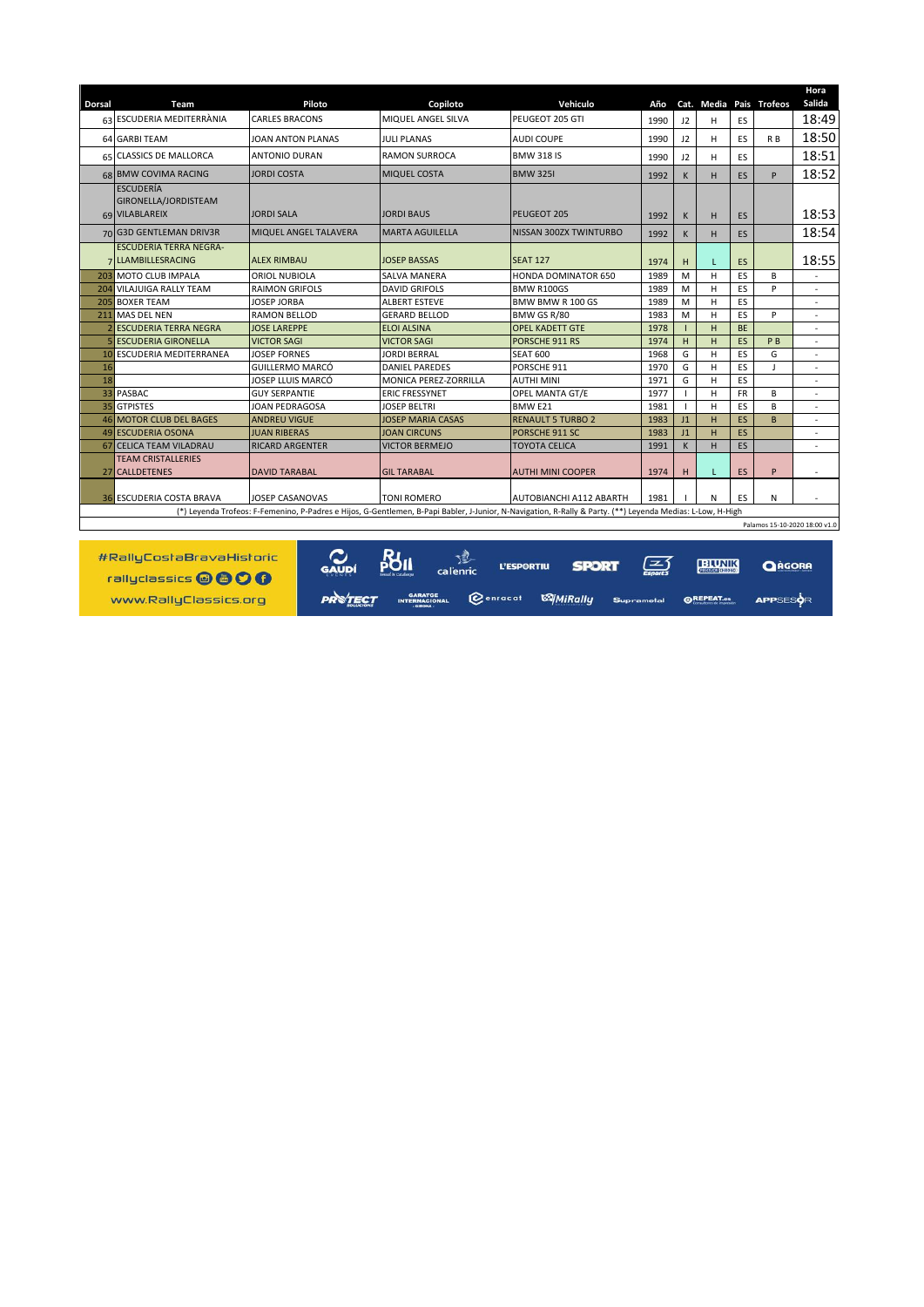| Dorsal | Team | Piloto | Copiloto | Vehículo | Año | Cat. | Media | País | Trofeos | Hora Salida |
|---|---|---|---|---|---|---|---|---|---|---|
| 63 | ESCUDERIA MEDITERRÀNIA | CARLES BRACONS | MIQUEL ANGEL SILVA | PEUGEOT 205 GTI | 1990 | J2 | H | ES | | 18:49 |
| 64 | GARBI TEAM | JOAN ANTON PLANAS | JULI PLANAS | AUDI COUPE | 1990 | J2 | H | ES | R B | 18:50 |
| 65 | CLASSICS DE MALLORCA | ANTONIO DURAN | RAMON SURROCA | BMW 318 IS | 1990 | J2 | H | ES | | 18:51 |
| 68 | BMW COVIMA RACING | JORDI COSTA | MIQUEL COSTA | BMW 325I | 1992 | K | H | ES | P | 18:52 |
| 69 | ESCUDERÍA GIRONELLA/JORDISTEAM VILABLAREIX | JORDI SALA | JORDI BAUS | PEUGEOT 205 | 1992 | K | H | ES | | 18:53 |
| 70 | G3D GENTLEMAN DRIV3R | MIQUEL ANGEL TALAVERA | MARTA AGUILELLA | NISSAN 300ZX TWINTURBO | 1992 | K | H | ES | | 18:54 |
| 7 | ESCUDERIA TERRA NEGRA-LLAMBILLESRACING | ALEX RIMBAU | JOSEP BASSAS | SEAT 127 | 1974 | H | L | ES | | 18:55 |
| 203 | MOTO CLUB IMPALA | ORIOL NUBIOLA | SALVA MANERA | HONDA DOMINATOR 650 | 1989 | M | H | ES | B | - |
| 204 | VILAJUIGA RALLY TEAM | RAIMON GRIFOLS | DAVID GRIFOLS | BMW R100GS | 1989 | M | H | ES | P | - |
| 205 | BOXER TEAM | JOSEP JORBA | ALBERT ESTEVE | BMW BMW R 100 GS | 1989 | M | H | ES | | - |
| 211 | MAS DEL NEN | RAMON BELLOD | GERARD BELLOD | BMW GS R/80 | 1983 | M | H | ES | P | - |
| 2 | ESCUDERIA TERRA NEGRA | JOSE LAREPPE | ELOI ALSINA | OPEL KADETT GTE | 1978 | I | H | BE | | - |
| 5 | ESCUDERIA GIRONELLA | VICTOR SAGI | VICTOR SAGI | PORSCHE 911 RS | 1974 | H | H | ES | P B | - |
| 10 | ESCUDERIA MEDITERRANEA | JOSEP FORNES | JORDI BERRAL | SEAT 600 | 1968 | G | H | ES | G | - |
| 16 | | GUILLERMO MARCÓ | DANIEL PAREDES | PORSCHE 911 | 1970 | G | H | ES | J | - |
| 18 | | JOSEP LLUIS MARCÓ | MONICA PEREZ-ZORRILLA | AUTHI MINI | 1971 | G | H | ES | | - |
| 33 | PASBAC | GUY SERPANTIE | ERIC FRESSYNET | OPEL MANTA GT/E | 1977 | I | H | FR | B | - |
| 35 | GTPISTES | JOAN PEDRAGOSA | JOSEP BELTRI | BMW E21 | 1981 | I | H | ES | B | - |
| 46 | MOTOR CLUB DEL BAGES | ANDREU VIGUE | JOSEP MARIA CASAS | RENAULT 5 TURBO 2 | 1983 | J1 | H | ES | B | - |
| 49 | ESCUDERIA OSONA | JUAN RIBERAS | JOAN CIRCUNS | PORSCHE 911 SC | 1983 | J1 | H | ES | | - |
| 67 | CELICA TEAM VILADRAU | RICARD ARGENTER | VICTOR BERMEJO | TOYOTA CELICA | 1991 | K | H | ES | | - |
| 27 | TEAM CRISTALLERIES CALLDETENES | DAVID TARABAL | GIL TARABAL | AUTHI MINI COOPER | 1974 | H | L | ES | P | - |
| 36 | ESCUDERIA COSTA BRAVA | JOSEP CASANOVAS | TONI ROMERO | AUTOBIANCHI A112 ABARTH | 1981 | I | N | ES | N | - |

(*) Leyenda Trofeos: F-Femenino, P-Padres e Hijos, G-Gentlemen, B-Papi Babler, J-Junior, N-Navigation, R-Rally & Party. (**) Leyenda Medias: L-Low, H-High

Palamos 15-10-2020 18:00 v1.0

#RallyCostaBravaHistoric
rallyclassics
www.RallyClassics.org

GAUDÍ | RPOLL | calenric | L'ESPORTIU | SPORT | Esports | BLUNIK | ÀGORA | PROTECT | GARATGE INTERNACIONAL | enracat | MiRally | Suprametal | REPEAT | APPSESOR